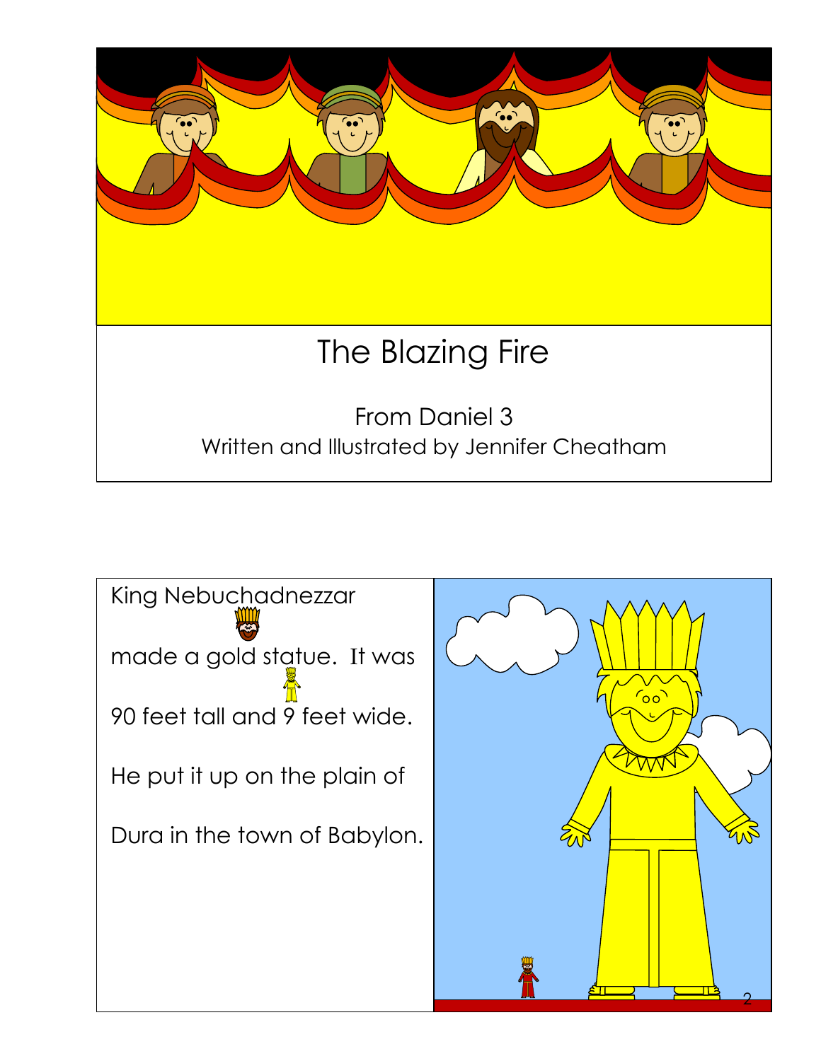# The Blazing Fire

From Daniel 3

Written and Illustrated by Jennifer Cheatham

King Nebuchadnezzar made a gold statue. It was 90 feet tall and 9 feet wide.

He put it up on the plain of Dura in the town of Babylon.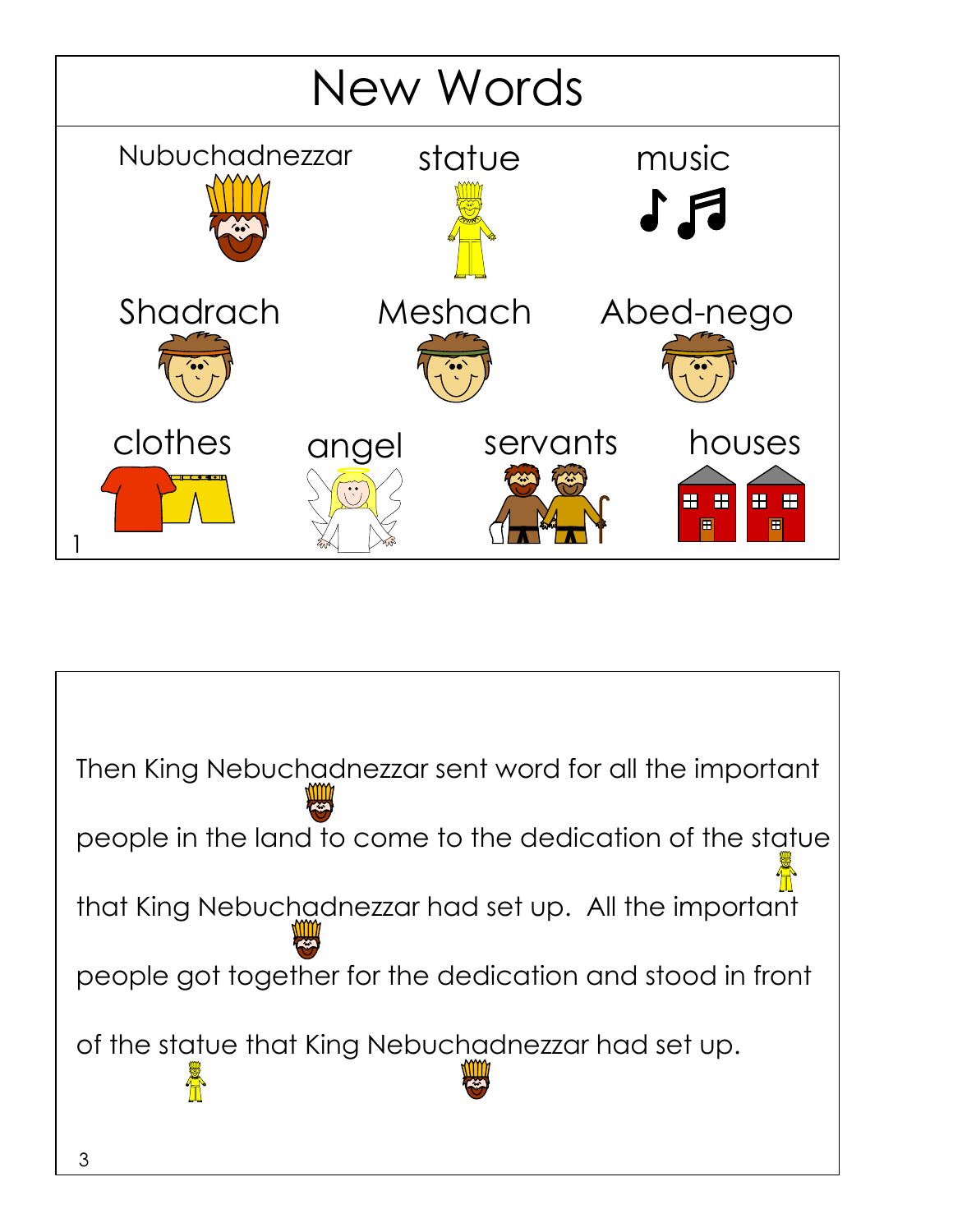# New Words

Nubuchadnezzar

statue

music

Shadrach

Meshach

Abed-nego

clothes

angel

servants

houses

Then King Nebuchadnezzar sent word for all the important people in the land to come to the dedication of the statue that King Nebuchadnezzar had set up. All the important people got together for the dedication and stood in front of the statue that King Nebuchadnezzar had set up.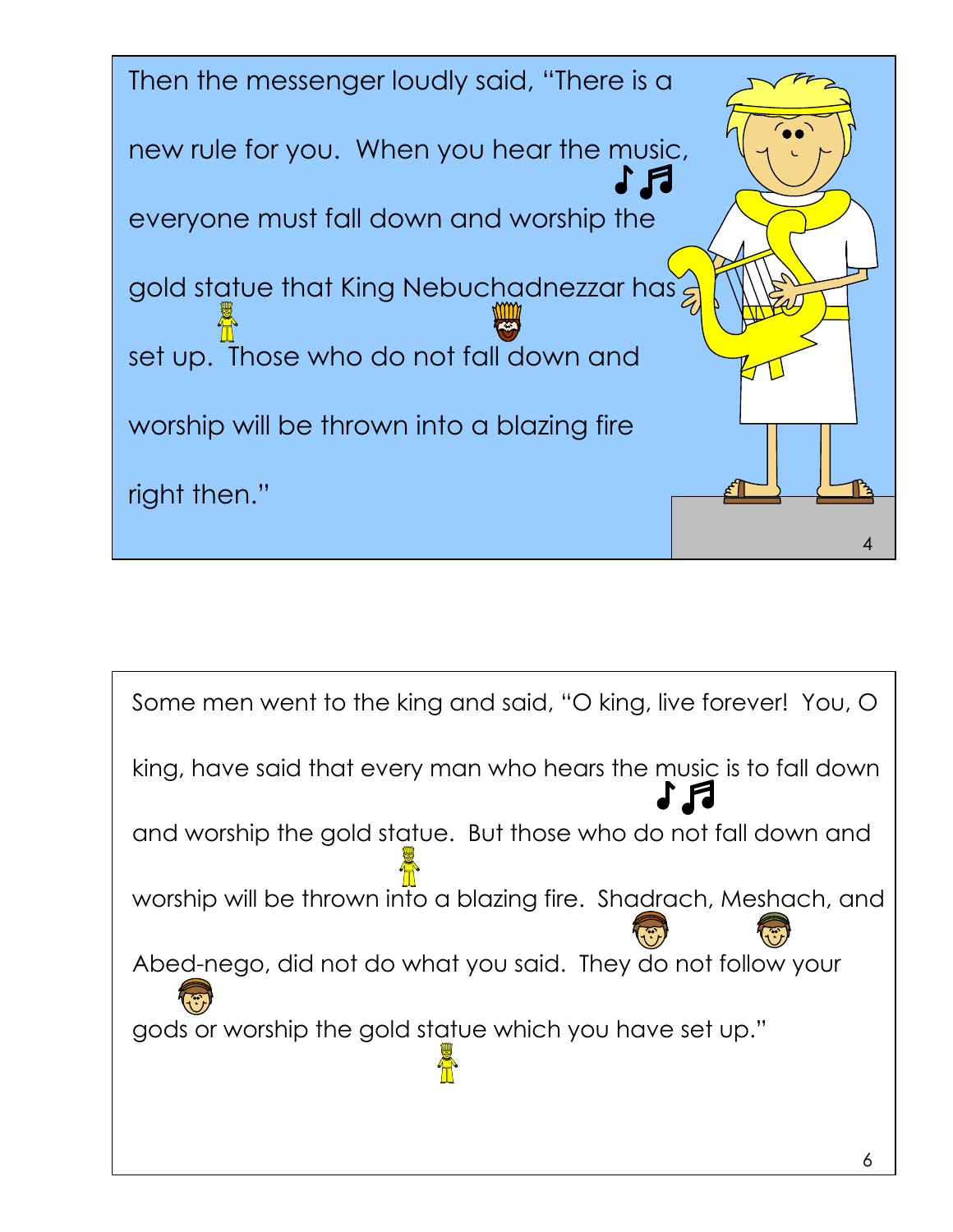Then the messenger loudly said, "There is a new rule for you. When you hear the music, everyone must fall down and worship the gold statue that King Nebuchadnezzar has set up. Those who do not fall down and worship will be thrown into a blazing fire right then."

Some men went to the king and said, "O king, live forever! You, O king, have said that every man who hears the music is to fall down and worship the gold statue. But those who do not fall down and worship will be thrown into a blazing fire. Shadrach, Meshach, and Abed-nego, did not do what you said. They do not follow your gods or worship the gold statue which you have set up."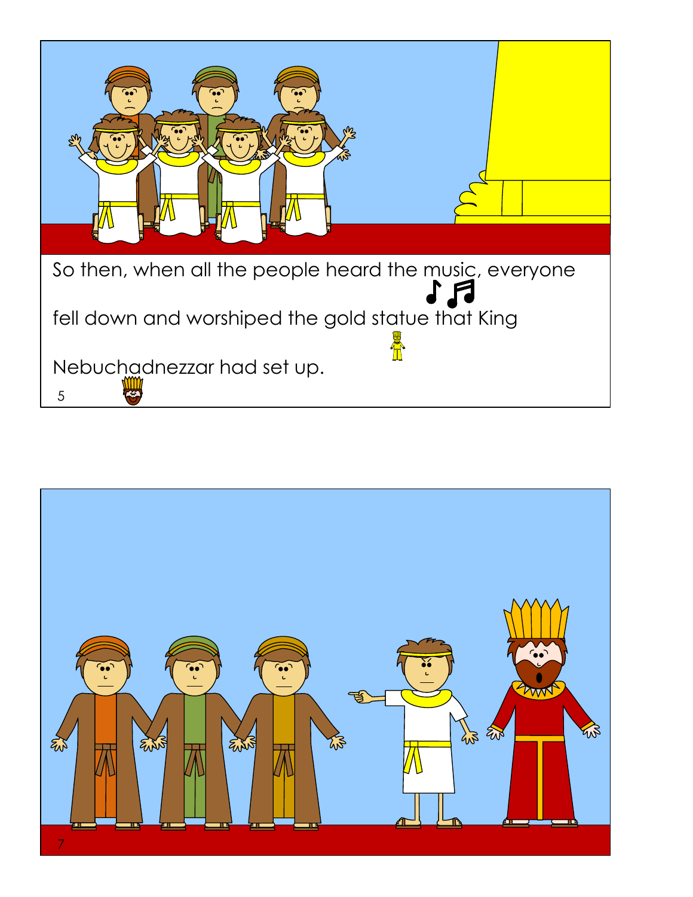So then, when all the people heard the music, everyone fell down and worshiped the gold statue that King Nebuchadnezzar had set up.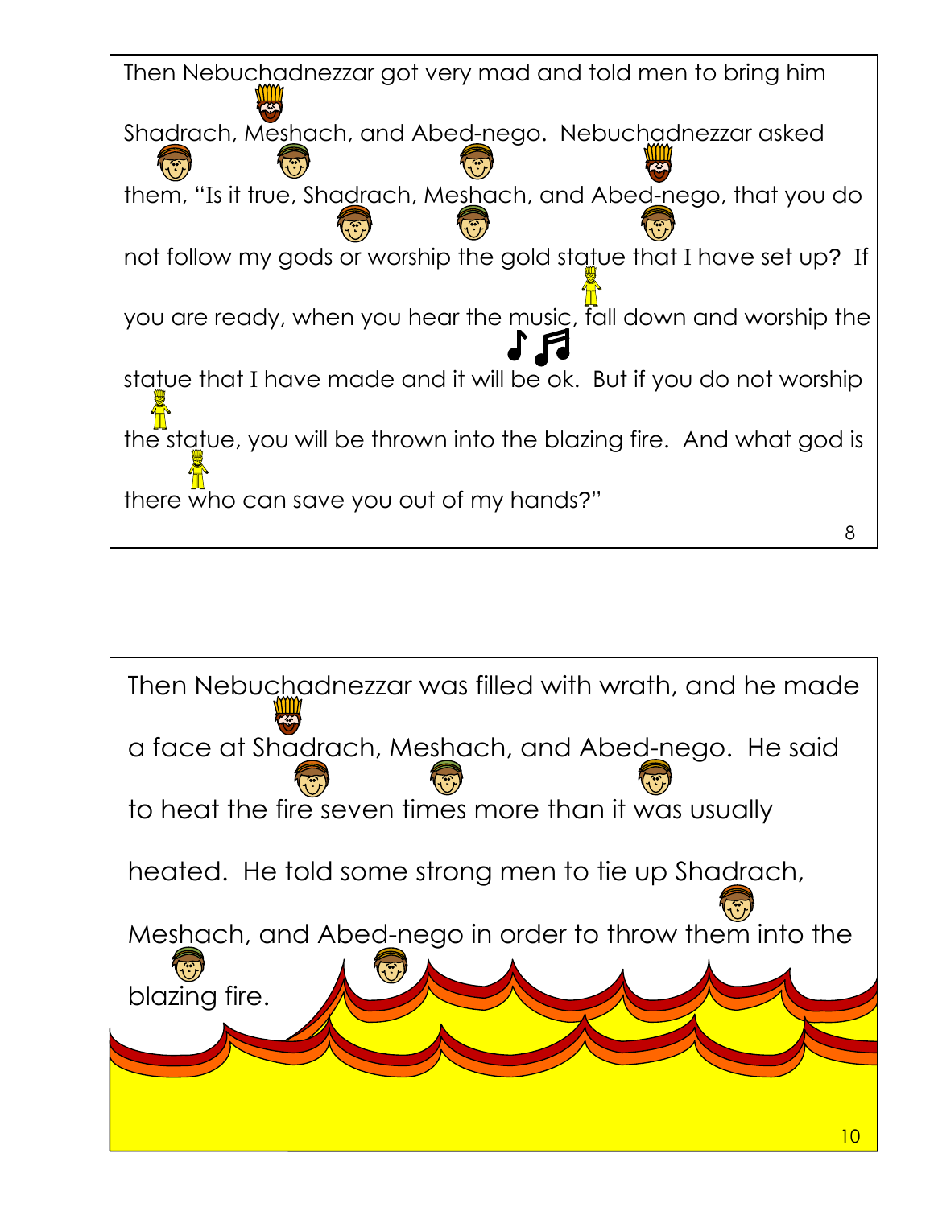Then Nebuchadnezzar got very mad and told men to bring him Shadrach, Meshach, and Abed-nego. Nebuchadnezzar asked them, "Is it true, Shadrach, Meshach, and Abed-nego, that you do not follow my gods or worship the gold statue that I have set up? If you are ready, when you hear the music, fall down and worship the statue that I have made and it will be ok. But if you do not worship the statue, you will be thrown into the blazing fire. And what god is there who can save you out of my hands?"

Then Nebuchadnezzar was filled with wrath, and he made a face at Shadrach, Meshach, and Abed-nego. He said to heat the fire seven times more than it was usually heated. He told some strong men to tie up Shadrach, Meshach, and Abed-nego in order to throw them into the blazing fire.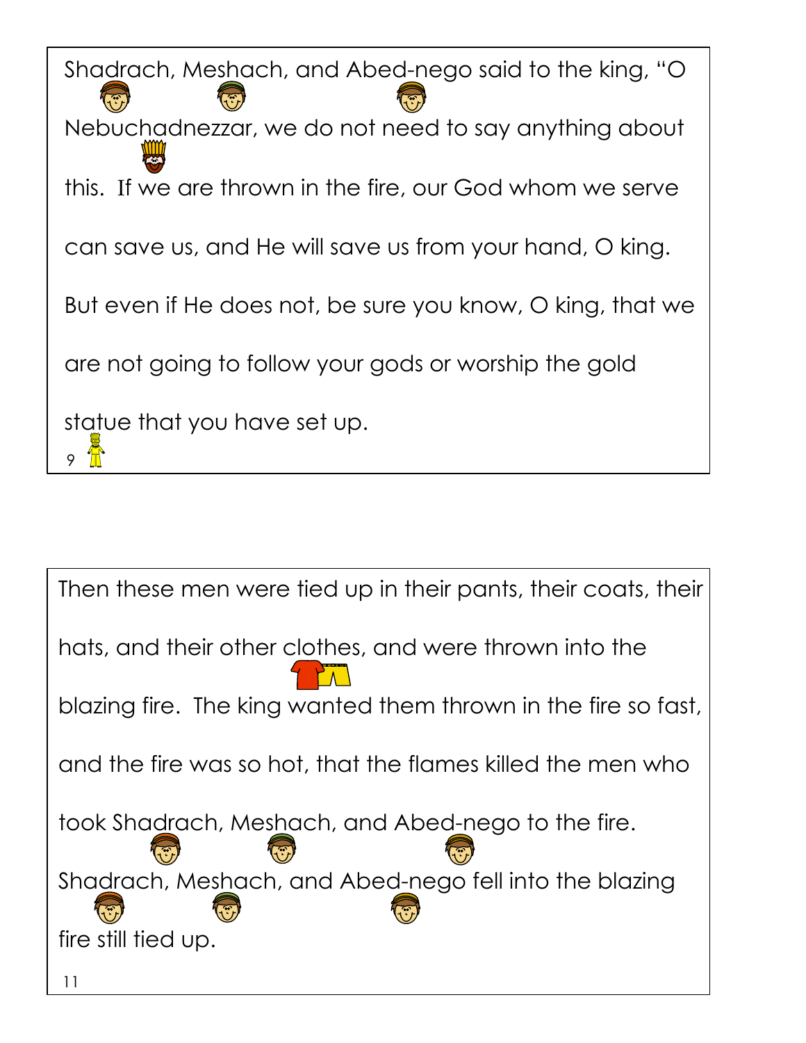Shadrach, Meshach, and Abed-nego said to the king, "O Nebuchadnezzar, we do not need to say anything about this. If we are thrown in the fire, our God whom we serve can save us, and He will save us from your hand, O king. But even if He does not, be sure you know, O king, that we are not going to follow your gods or worship the gold statue that you have set up.

Then these men were tied up in their pants, their coats, their hats, and their other clothes, and were thrown into the blazing fire. The king wanted them thrown in the fire so fast, and the fire was so hot, that the flames killed the men who took Shadrach, Meshach, and Abed-nego to the fire. Shadrach, Meshach, and Abed-nego fell into the blazing fire still tied up.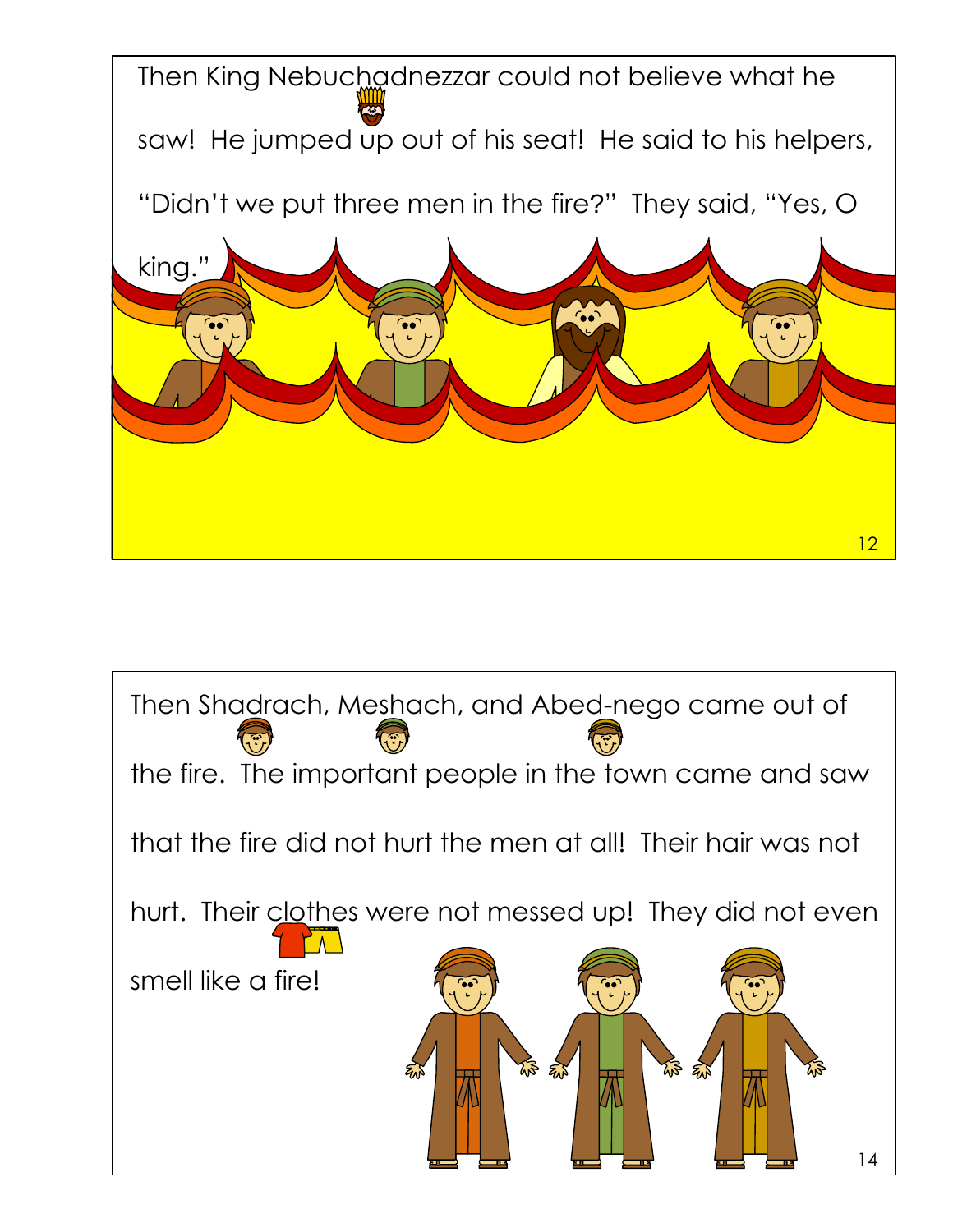Then King Nebuchadnezzar could not believe what he saw! He jumped up out of his seat! He said to his helpers, "Didn't we put three men in the fire?" They said, "Yes, O king."

Then Shadrach, Meshach, and Abed-nego came out of the fire. The important people in the town came and saw that the fire did not hurt the men at all! Their hair was not hurt. Their clothes were not messed up! They did not even smell like a fire!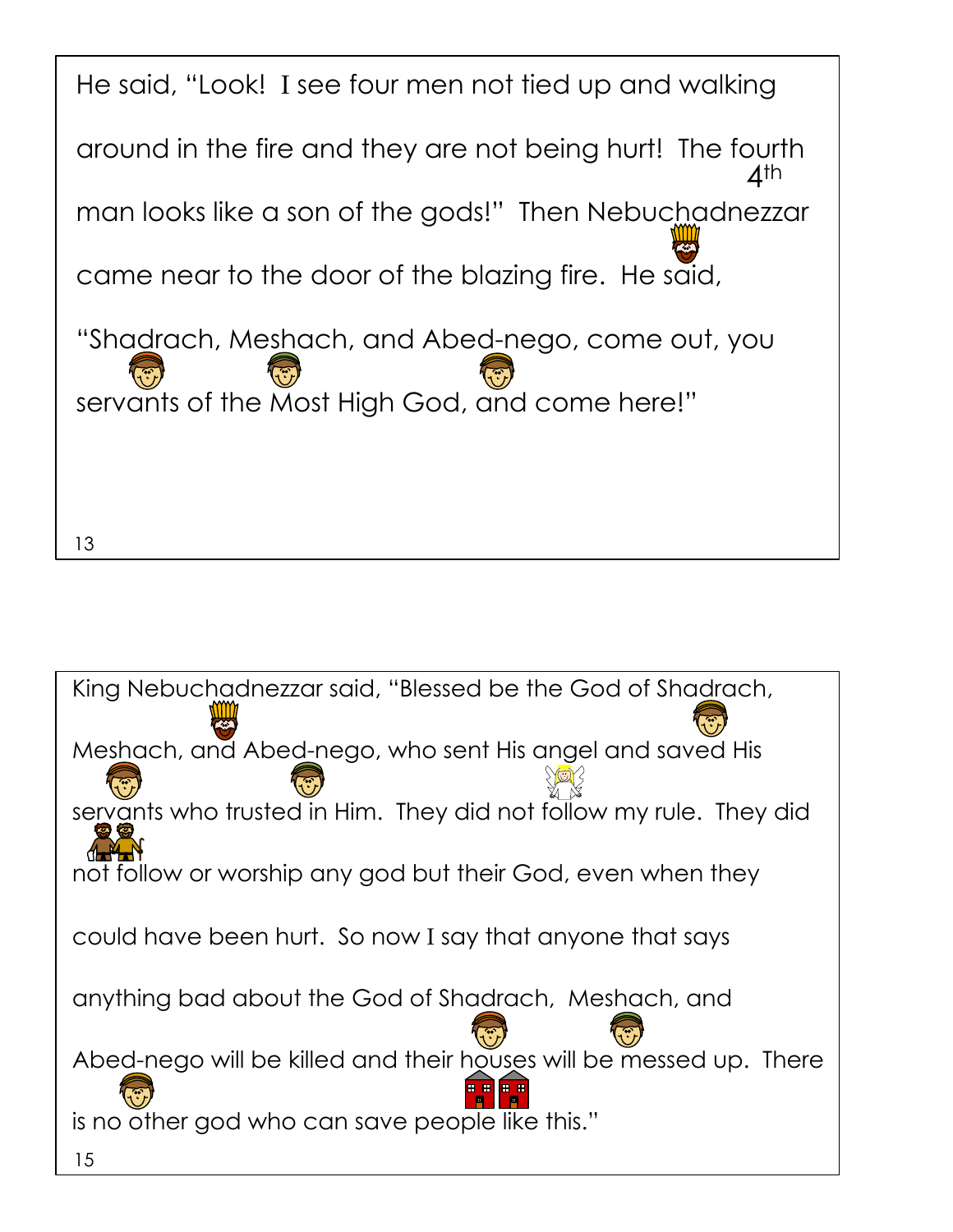He said, "Look! I see four men not tied up and walking around in the fire and they are not being hurt! The fourth man looks like a son of the gods!" Then Nebuchadnezzar came near to the door of the blazing fire. He said, "Shadrach, Meshach, and Abed-nego, come out, you servants of the Most High God, and come here!"

King Nebuchadnezzar said, "Blessed be the God of Shadrach, Meshach, and Abed-nego, who sent His angel and saved His servants who trusted in Him. They did not follow my rule. They did not follow or worship any god but their God, even when they could have been hurt. So now I say that anyone that says anything bad about the God of Shadrach, Meshach, and Abed-nego will be killed and their houses will be messed up. There is no other god who can save people like this."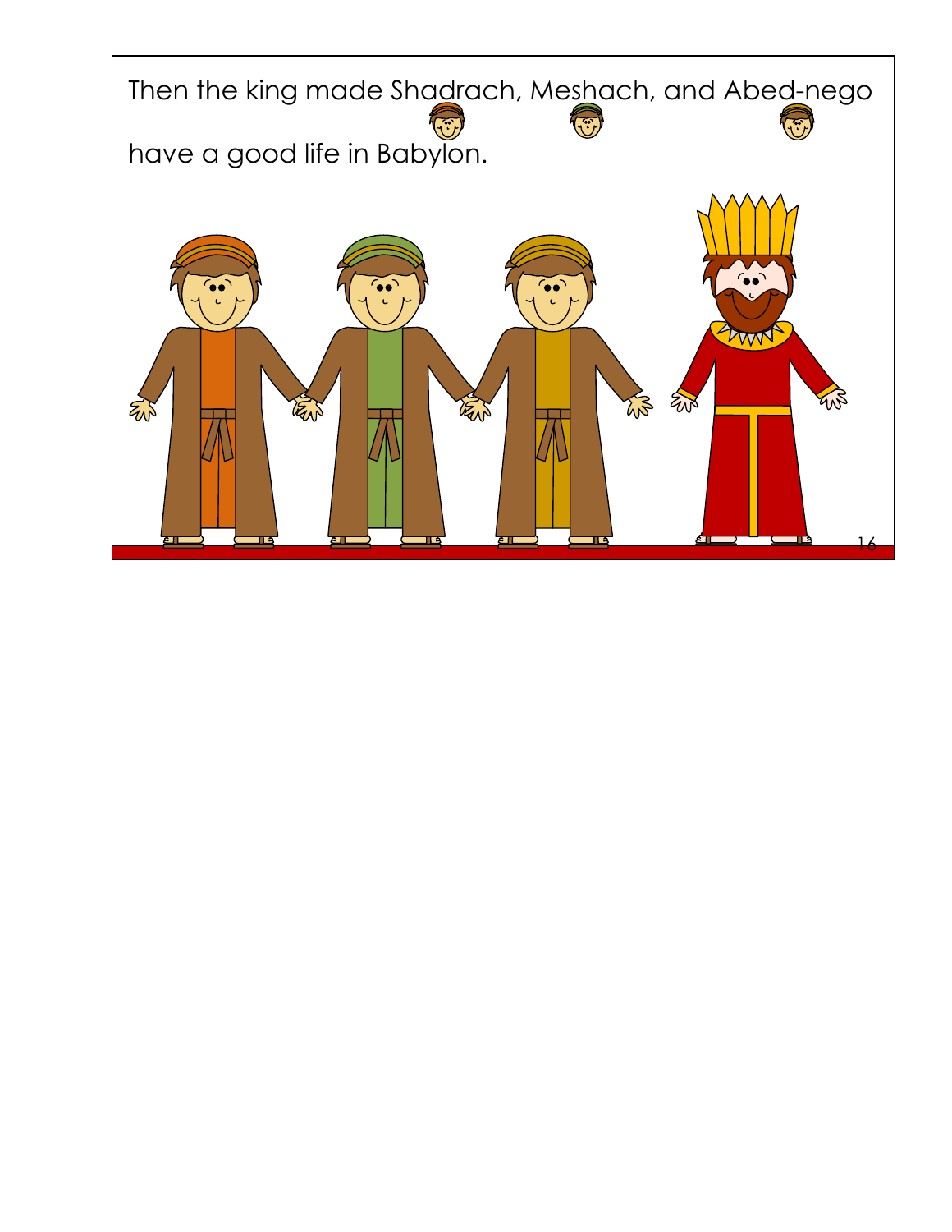Then the king made Shadrach, Meshach, and Abed-nego have a good life in Babylon.